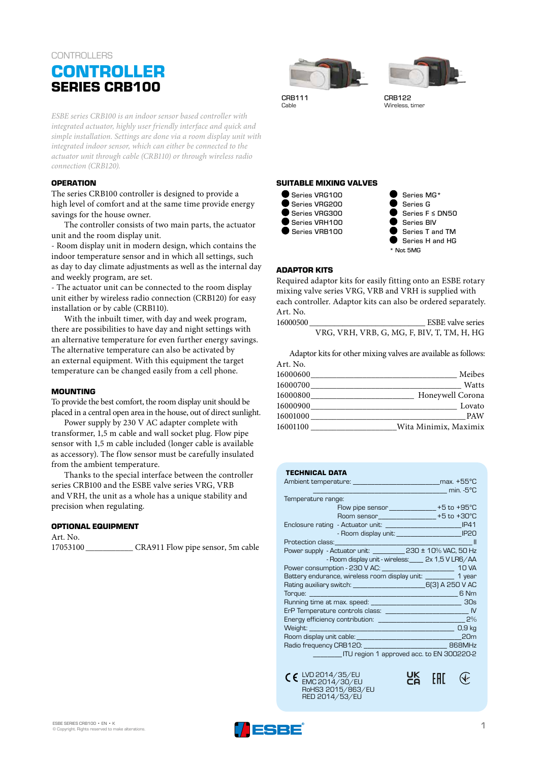CONTROLLERS

# CONTROLLER
## SERIES CRB100

CRB111
Cable

CRB122
Wireless, timer

*ESBE series CRB100 is an indoor sensor based controller with integrated actuator, highly user friendly interface and quick and simple installation. Settings are done via a room display unit with integrated indoor sensor, which can either be connected to the actuator unit through cable (CRB110) or through wireless radio connection (CRB120).*

### OPERATION

The series CRB100 controller is designed to provide a high level of comfort and at the same time provide energy savings for the house owner.

The controller consists of two main parts, the actuator unit and the room display unit.

- Room display unit in modern design, which contains the indoor temperature sensor and in which all settings, such as day to day climate adjustments as well as the internal day and weekly program, are set.
- The actuator unit can be connected to the room display unit either by wireless radio connection (CRB120) for easy installation or by cable (CRB110).

With the inbuilt timer, with day and week program, there are possibilities to have day and night settings with an alternative temperature for even further energy savings. The alternative temperature can also be activated by an external equipment. With this equipment the target temperature can be changed easily from a cell phone.

### MOUNTING

To provide the best comfort, the room display unit should be placed in a central open area in the house, out of direct sunlight.

Power supply by 230 V AC adapter complete with transformer, 1,5 m cable and wall socket plug. Flow pipe sensor with 1,5 m cable included (longer cable is available as accessory). The flow sensor must be carefully insulated from the ambient temperature.

Thanks to the special interface between the controller series CRB100 and the ESBE valve series VRG, VRB and VRH, the unit as a whole has a unique stability and precision when regulating.

### OPTIONAL EQUIPMENT

| Art. No. | |
|---|---|
| 17053100 | CRA911 Flow pipe sensor, 5m cable |

### SUITABLE MIXING VALVES

- Series VRG100
- Series VRG200
- Series VRG300
- Series VRH100
- Series VRB100
- Series MG*
- Series G
- Series F ≤ DN50
- Series BIV
- Series T and TM
- Series H and HG

\* Not 5MG

### ADAPTOR KITS

Required adaptor kits for easily fitting onto an ESBE rotary mixing valve series VRG, VRB and VRH is supplied with each controller. Adaptor kits can also be ordered separately.

| Art. No. | |
|---|---|
| 16000500 | ESBE valve series VRG, VRH, VRB, G, MG, F, BIV, T, TM, H, HG |

Adaptor kits for other mixing valves are available as follows:

| Art. No. | |
|---|---|
| 16000600 | Meibes |
| 16000700 | Watts |
| 16000800 | Honeywell Corona |
| 16000900 | Lovato |
| 16001000 | PAW |
| 16001100 | Wita Minimix, Maximix |

### TECHNICAL DATA

| | |
|---|---|
| Ambient temperature: | max. +55°C |
| | min. -5°C |
| Temperature range: | |
| Flow pipe sensor | +5 to +95°C |
| Room sensor | +5 to +30°C |
| Enclosure rating - Actuator unit: | IP41 |
| - Room display unit: | IP20 |
| Protection class: | II |
| Power supply - Actuator unit: | 230 ± 10% VAC, 50 Hz |
| - Room display unit - wireless: | 2x 1,5 V LR6/AA |
| Power consumption - 230 V AC: | 10 VA |
| Battery endurance, wireless room display unit: | 1 year |
| Rating auxiliary switch: | 6(3) A 250 V AC |
| Torque: | 6 Nm |
| Running time at max. speed: | 30s |
| ErP Temperature controls class: | IV |
| Energy efficiency contribution: | 2% |
| Weight: | 0,9 kg |
| Room display unit cable: | 20m |
| Radio frequency CRB120: | 868MHz |
| | ITU region 1 approved acc. to EN 300220-2 |

CE LVD 2014/35/EU
EMC 2014/30/EU
RoHS3 2015/863/EU
RED 2014/53/EU

ESBE SERIES CRB100 • EN • K
© Copyright. Rights reserved to make alterations.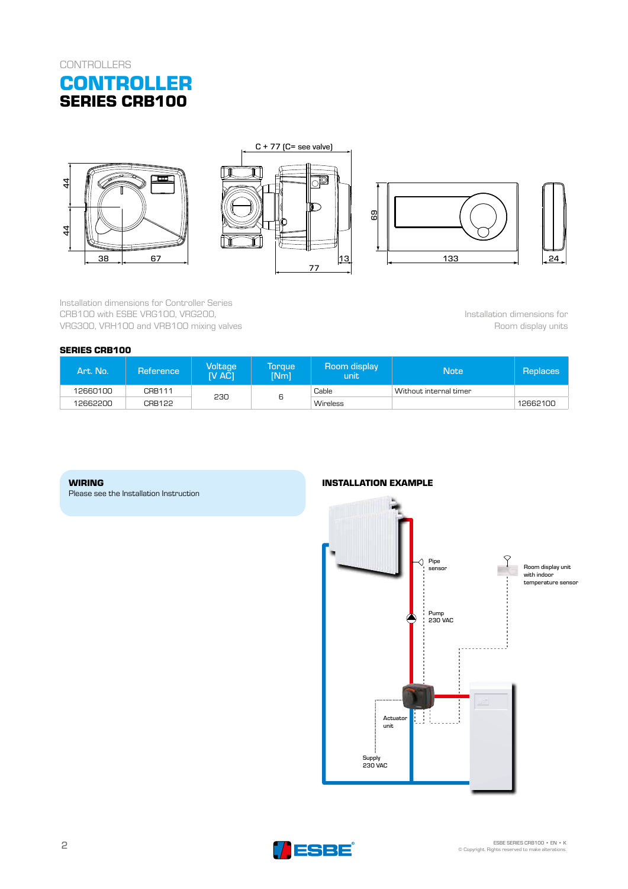CONTROLLERS

# CONTROLLER
## SERIES CRB100

C + 77 (C= see valve)

44
44
38
67
77
13
69
133
24

Installation dimensions for Controller Series CRB100 with ESBE VRG100, VRG200, VRG300, VRH100 and VRB100 mixing valves

Installation dimensions for Room display units

### SERIES CRB100

| Art. No. | Reference | Voltage [V AC] | Torque [Nm] | Room display unit | Note | Replaces |
|---|---|---|---|---|---|---|
| 12660100 | CRB111 | 230 | 6 | Cable | Without internal timer | |
| 12662200 | CRB122 | | | Wireless | | 12662100 |

### WIRING

Please see the Installation Instruction

### INSTALLATION EXAMPLE

Pipe sensor

Room display unit with indoor temperature sensor

Pump 230 VAC

Actuator unit

Supply 230 VAC

ESBE SERIES CRB100 • EN • K
© Copyright. Rights reserved to make alterations.